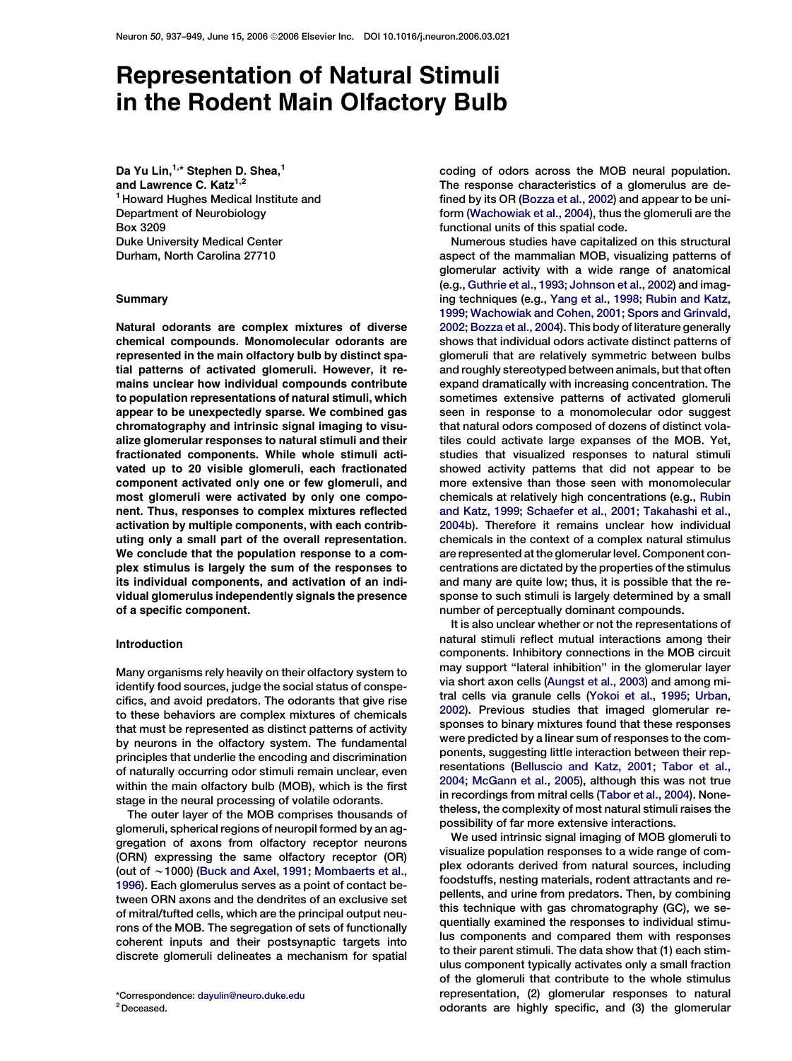# Representation of Natural Stimuli in the Rodent Main Olfactory Bulb

**Da Yu Lin,[1,*] Stephen D. Shea,[1] and Lawrence C. Katz[1,2]**

[1] Howard Hughes Medical Institute and Department of Neurobiology
Box 3209
Duke University Medical Center
Durham, North Carolina 27710

## Summary

**Natural odorants are complex mixtures of diverse chemical compounds. Monomolecular odorants are represented in the main olfactory bulb by distinct spatial patterns of activated glomeruli. However, it remains unclear how individual compounds contribute to population representations of natural stimuli, which appear to be unexpectedly sparse. We combined gas chromatography and intrinsic signal imaging to visualize glomerular responses to natural stimuli and their fractionated components. While whole stimuli activated up to 20 visible glomeruli, each fractionated component activated only one or few glomeruli, and most glomeruli were activated by only one component. Thus, responses to complex mixtures reflected activation by multiple components, with each contributing only a small part of the overall representation. We conclude that the population response to a complex stimulus is largely the sum of the responses to its individual components, and activation of an individual glomerulus independently signals the presence of a specific component.**

## Introduction

Many organisms rely heavily on their olfactory system to identify food sources, judge the social status of conspecifics, and avoid predators. The odorants that give rise to these behaviors are complex mixtures of chemicals that must be represented as distinct patterns of activity by neurons in the olfactory system. The fundamental principles that underlie the encoding and discrimination of naturally occurring odor stimuli remain unclear, even within the main olfactory bulb (MOB), which is the first stage in the neural processing of volatile odorants.

The outer layer of the MOB comprises thousands of glomeruli, spherical regions of neuropil formed by an aggregation of axons from olfactory receptor neurons (ORN) expressing the same olfactory receptor (OR) (out of ~1000) (Buck and Axel, 1991; Mombaerts et al., 1996). Each glomerulus serves as a point of contact between ORN axons and the dendrites of an exclusive set of mitral/tufted cells, which are the principal output neurons of the MOB. The segregation of sets of functionally coherent inputs and their postsynaptic targets into discrete glomeruli delineates a mechanism for spatial coding of odors across the MOB neural population. The response characteristics of a glomerulus are defined by its OR (Bozza et al., 2002) and appear to be uniform (Wachowiak et al., 2004), thus the glomeruli are the functional units of this spatial code.

Numerous studies have capitalized on this structural aspect of the mammalian MOB, visualizing patterns of glomerular activity with a wide range of anatomical (e.g., Guthrie et al., 1993; Johnson et al., 2002) and imaging techniques (e.g., Yang et al., 1998; Rubin and Katz, 1999; Wachowiak and Cohen, 2001; Spors and Grinvald, 2002; Bozza et al., 2004). This body of literature generally shows that individual odors activate distinct patterns of glomeruli that are relatively symmetric between bulbs and roughly stereotyped between animals, but that often expand dramatically with increasing concentration. The sometimes extensive patterns of activated glomeruli seen in response to a monomolecular odor suggest that natural odors composed of dozens of distinct volatiles could activate large expanses of the MOB. Yet, studies that visualized responses to natural stimuli showed activity patterns that did not appear to be more extensive than those seen with monomolecular chemicals at relatively high concentrations (e.g., Rubin and Katz, 1999; Schaefer et al., 2001; Takahashi et al., 2004b). Therefore it remains unclear how individual chemicals in the context of a complex natural stimulus are represented at the glomerular level. Component concentrations are dictated by the properties of the stimulus and many are quite low; thus, it is possible that the response to such stimuli is largely determined by a small number of perceptually dominant compounds.

It is also unclear whether or not the representations of natural stimuli reflect mutual interactions among their components. Inhibitory connections in the MOB circuit may support "lateral inhibition" in the glomerular layer via short axon cells (Aungst et al., 2003) and among mitral cells via granule cells (Yokoi et al., 1995; Urban, 2002). Previous studies that imaged glomerular responses to binary mixtures found that these responses were predicted by a linear sum of responses to the components, suggesting little interaction between their representations (Belluscio and Katz, 2001; Tabor et al., 2004; McGann et al., 2005), although this was not true in recordings from mitral cells (Tabor et al., 2004). Nonetheless, the complexity of most natural stimuli raises the possibility of far more extensive interactions.

We used intrinsic signal imaging of MOB glomeruli to visualize population responses to a wide range of complex odorants derived from natural sources, including foodstuffs, nesting materials, rodent attractants and repellents, and urine from predators. Then, by combining this technique with gas chromatography (GC), we sequentially examined the responses to individual stimulus components and compared them with responses to their parent stimuli. The data show that (1) each stimulus component typically activates only a small fraction of the glomeruli that contribute to the whole stimulus representation, (2) glomerular responses to natural odorants are highly specific, and (3) the glomerular

*Correspondence: dayulin@neuro.duke.edu
[2] Deceased.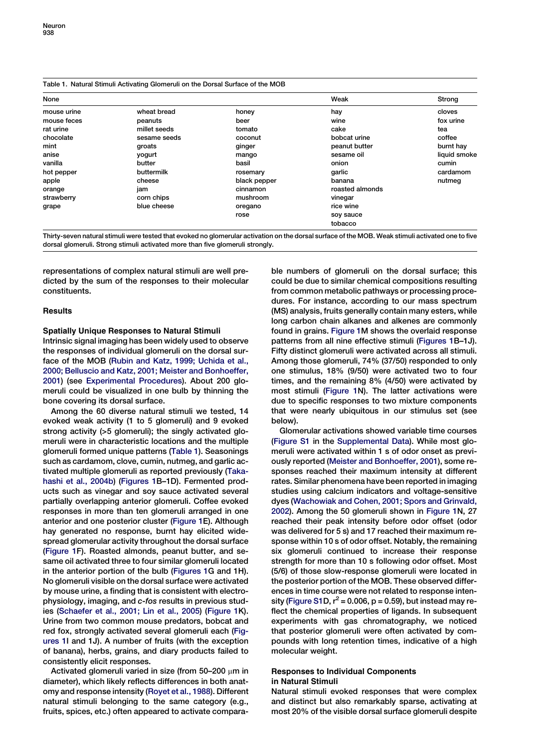Table 1. Natural Stimuli Activating Glomeruli on the Dorsal Surface of the MOB

| None | | | Weak | Strong |
|---|---|---|---|---|
| mouse urine | wheat bread | honey | hay | cloves |
| mouse feces | peanuts | beer | wine | fox urine |
| rat urine | millet seeds | tomato | cake | tea |
| chocolate | sesame seeds | coconut | bobcat urine | coffee |
| mint | groats | ginger | peanut butter | burnt hay |
| anise | yogurt | mango | sesame oil | liquid smoke |
| vanilla | butter | basil | onion | cumin |
| hot pepper | buttermilk | rosemary | garlic | cardamom |
| apple | cheese | black pepper | banana | nutmeg |
| orange | jam | cinnamon | roasted almonds | |
| strawberry | corn chips | mushroom | vinegar | |
| grape | blue cheese | oregano | rice wine | |
| | | rose | soy sauce | |
| | | | tobacco | |

Thirty-seven natural stimuli were tested that evoked no glomerular activation on the dorsal surface of the MOB. Weak stimuli activated one to five dorsal glomeruli. Strong stimuli activated more than five glomeruli strongly.

representations of complex natural stimuli are well predicted by the sum of the responses to their molecular constituents.

## Results

### Spatially Unique Responses to Natural Stimuli

Intrinsic signal imaging has been widely used to observe the responses of individual glomeruli on the dorsal surface of the MOB (Rubin and Katz, 1999; Uchida et al., 2000; Belluscio and Katz, 2001; Meister and Bonhoeffer, 2001) (see Experimental Procedures). About 200 glomeruli could be visualized in one bulb by thinning the bone covering its dorsal surface.

Among the 60 diverse natural stimuli we tested, 14 evoked weak activity (1 to 5 glomeruli) and 9 evoked strong activity (>5 glomeruli); the singly activated glomeruli were in characteristic locations and the multiple glomeruli formed unique patterns (Table 1). Seasonings such as cardamom, clove, cumin, nutmeg, and garlic activated multiple glomeruli as reported previously (Takahashi et al., 2004b) (Figures 1B–1D). Fermented products such as vinegar and soy sauce activated several partially overlapping anterior glomeruli. Coffee evoked responses in more than ten glomeruli arranged in one anterior and one posterior cluster (Figure 1E). Although hay generated no response, burnt hay elicited widespread glomerular activity throughout the dorsal surface (Figure 1F). Roasted almonds, peanut butter, and sesame oil activated three to four similar glomeruli located in the anterior portion of the bulb (Figures 1G and 1H). No glomeruli visible on the dorsal surface were activated by mouse urine, a finding that is consistent with electrophysiology, imaging, and *c-fos* results in previous studies (Schaefer et al., 2001; Lin et al., 2005) (Figure 1K). Urine from two common mouse predators, bobcat and red fox, strongly activated several glomeruli each (Figures 1I and 1J). A number of fruits (with the exception of banana), herbs, grains, and diary products failed to consistently elicit responses.

Activated glomeruli varied in size (from 50–200 μm in diameter), which likely reflects differences in both anatomy and response intensity (Royet et al., 1988). Different natural stimuli belonging to the same category (e.g., fruits, spices, etc.) often appeared to activate comparable numbers of glomeruli on the dorsal surface; this could be due to similar chemical compositions resulting from common metabolic pathways or processing procedures. For instance, according to our mass spectrum (MS) analysis, fruits generally contain many esters, while long carbon chain alkanes and alkenes are commonly found in grains. Figure 1M shows the overlaid response patterns from all nine effective stimuli (Figures 1B–1J). Fifty distinct glomeruli were activated across all stimuli. Among those glomeruli, 74% (37/50) responded to only one stimulus, 18% (9/50) were activated two to four times, and the remaining 8% (4/50) were activated by most stimuli (Figure 1N). The latter activations were due to specific responses to two mixture components that were nearly ubiquitous in our stimulus set (see below).

Glomerular activations showed variable time courses (Figure S1 in the Supplemental Data). While most glomeruli were activated within 1 s of odor onset as previously reported (Meister and Bonhoeffer, 2001), some responses reached their maximum intensity at different rates. Similar phenomena have been reported in imaging studies using calcium indicators and voltage-sensitive dyes (Wachowiak and Cohen, 2001; Spors and Grinvald, 2002). Among the 50 glomeruli shown in Figure 1N, 27 reached their peak intensity before odor offset (odor was delivered for 5 s) and 17 reached their maximum response within 10 s of odor offset. Notably, the remaining six glomeruli continued to increase their response strength for more than 10 s following odor offset. Most (5/6) of those slow-response glomeruli were located in the posterior portion of the MOB. These observed differences in time course were not related to response intensity (Figure S1D, $r^2 = 0.006$, $p = 0.59$), but instead may reflect the chemical properties of ligands. In subsequent experiments with gas chromatography, we noticed that posterior glomeruli were often activated by compounds with long retention times, indicative of a high molecular weight.

### Responses to Individual Components in Natural Stimuli

Natural stimuli evoked responses that were complex and distinct but also remarkably sparse, activating at most 20% of the visible dorsal surface glomeruli despite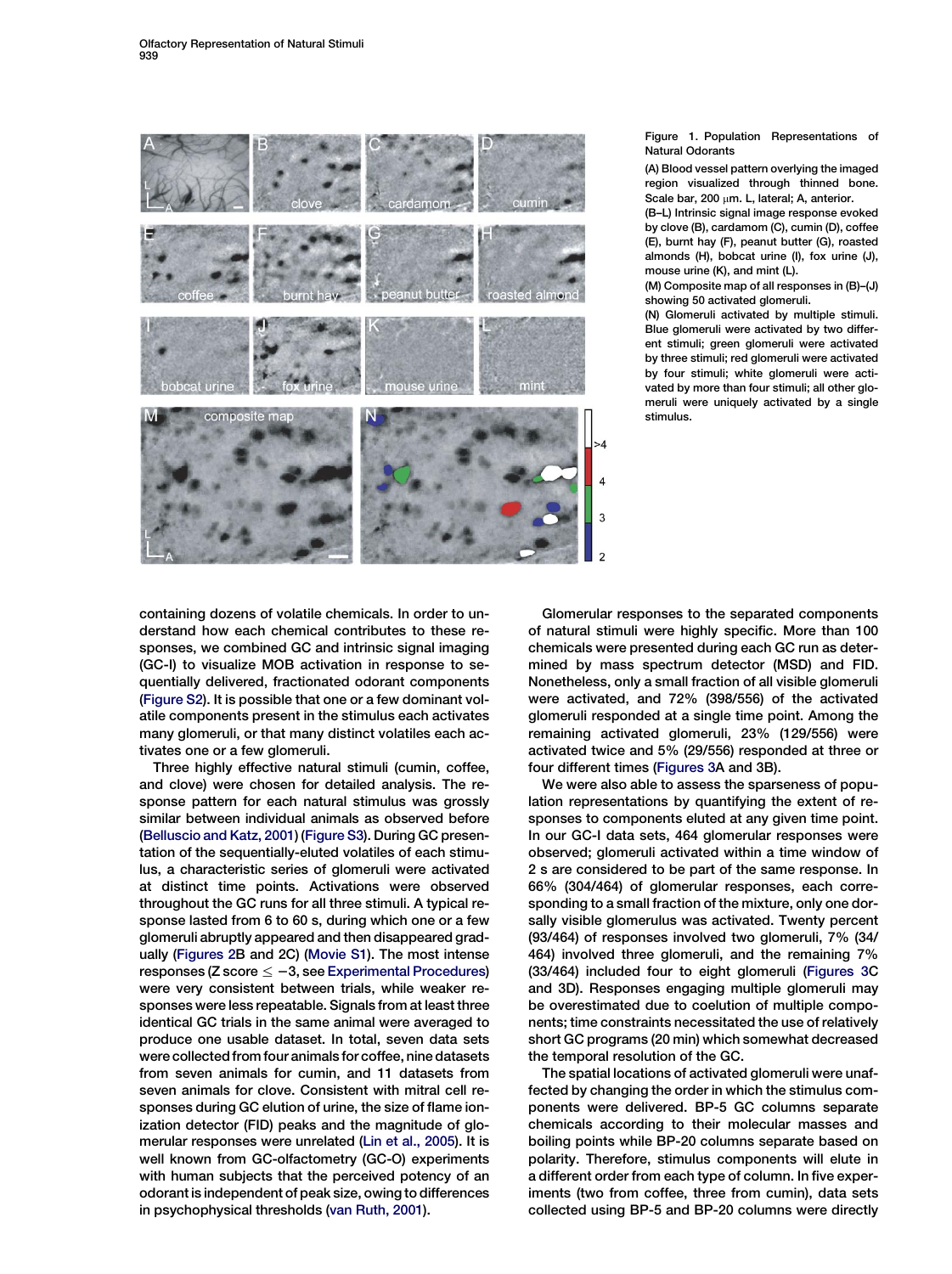Figure 1. Population Representations of Natural Odorants

(A) Blood vessel pattern overlying the imaged region visualized through thinned bone. Scale bar, 200 μm. L, lateral; A, anterior.

(B–L) Intrinsic signal image response evoked by clove (B), cardamom (C), cumin (D), coffee (E), burnt hay (F), peanut butter (G), roasted almonds (H), bobcat urine (I), fox urine (J), mouse urine (K), and mint (L).

(M) Composite map of all responses in (B)–(J) showing 50 activated glomeruli.

(N) Glomeruli activated by multiple stimuli. Blue glomeruli were activated by two different stimuli; green glomeruli were activated by three stimuli; red glomeruli were activated by four stimuli; white glomeruli were activated by more than four stimuli; all other glomeruli were uniquely activated by a single stimulus.

containing dozens of volatile chemicals. In order to understand how each chemical contributes to these responses, we combined GC and intrinsic signal imaging (GC-I) to visualize MOB activation in response to sequentially delivered, fractionated odorant components (Figure S2). It is possible that one or a few dominant volatile components present in the stimulus each activates many glomeruli, or that many distinct volatiles each activates one or a few glomeruli.

Three highly effective natural stimuli (cumin, coffee, and clove) were chosen for detailed analysis. The response pattern for each natural stimulus was grossly similar between individual animals as observed before (Belluscio and Katz, 2001) (Figure S3). During GC presentation of the sequentially-eluted volatiles of each stimulus, a characteristic series of glomeruli were activated at distinct time points. Activations were observed throughout the GC runs for all three stimuli. A typical response lasted from 6 to 60 s, during which one or a few glomeruli abruptly appeared and then disappeared gradually (Figures 2B and 2C) (Movie S1). The most intense responses (Z score $\leq -3$, see Experimental Procedures) were very consistent between trials, while weaker responses were less repeatable. Signals from at least three identical GC trials in the same animal were averaged to produce one usable dataset. In total, seven data sets were collected from four animals for coffee, nine datasets from seven animals for cumin, and 11 datasets from seven animals for clove. Consistent with mitral cell responses during GC elution of urine, the size of flame ionization detector (FID) peaks and the magnitude of glomerular responses were unrelated (Lin et al., 2005). It is well known from GC-olfactometry (GC-O) experiments with human subjects that the perceived potency of an odorant is independent of peak size, owing to differences in psychophysical thresholds (van Ruth, 2001).

Glomerular responses to the separated components of natural stimuli were highly specific. More than 100 chemicals were presented during each GC run as determined by mass spectrum detector (MSD) and FID. Nonetheless, only a small fraction of all visible glomeruli were activated, and 72% (398/556) of the activated glomeruli responded at a single time point. Among the remaining activated glomeruli, 23% (129/556) were activated twice and 5% (29/556) responded at three or four different times (Figures 3A and 3B).

We were also able to assess the sparseness of population representations by quantifying the extent of responses to components eluted at any given time point. In our GC-I data sets, 464 glomerular responses were observed; glomeruli activated within a time window of 2 s are considered to be part of the same response. In 66% (304/464) of glomerular responses, each corresponding to a small fraction of the mixture, only one dorsally visible glomerulus was activated. Twenty percent (93/464) of responses involved two glomeruli, 7% (34/464) involved three glomeruli, and the remaining 7% (33/464) included four to eight glomeruli (Figures 3C and 3D). Responses engaging multiple glomeruli may be overestimated due to coelution of multiple components; time constraints necessitated the use of relatively short GC programs (20 min) which somewhat decreased the temporal resolution of the GC.

The spatial locations of activated glomeruli were unaffected by changing the order in which the stimulus components were delivered. BP-5 GC columns separate chemicals according to their molecular masses and boiling points while BP-20 columns separate based on polarity. Therefore, stimulus components will elute in a different order from each type of column. In five experiments (two from coffee, three from cumin), data sets collected using BP-5 and BP-20 columns were directly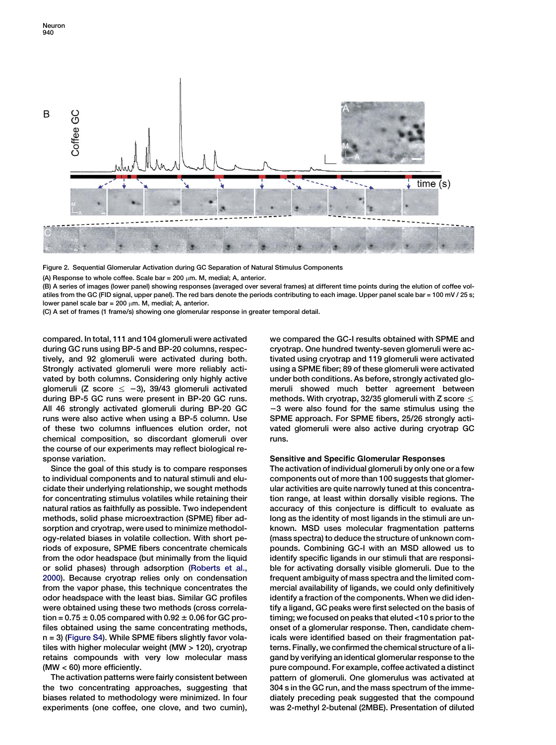Figure 2. Sequential Glomerular Activation during GC Separation of Natural Stimulus Components

(A) Response to whole coffee. Scale bar = 200 μm. M, medial; A, anterior.

(B) A series of images (lower panel) showing responses (averaged over several frames) at different time points during the elution of coffee volatiles from the GC (FID signal, upper panel). The red bars denote the periods contributing to each image. Upper panel scale bar = 100 mV / 25 s; lower panel scale bar = 200 μm. M, medial; A, anterior.

(C) A set of frames (1 frame/s) showing one glomerular response in greater temporal detail.

compared. In total, 111 and 104 glomeruli were activated during GC runs using BP-5 and BP-20 columns, respectively, and 92 glomeruli were activated during both. Strongly activated glomeruli were more reliably activated by both columns. Considering only highly active glomeruli (Z score $\leq -3$), 39/43 glomeruli activated during BP-5 GC runs were present in BP-20 GC runs. All 46 strongly activated glomeruli during BP-20 GC runs were also active when using a BP-5 column. Use of these two columns influences elution order, not chemical composition, so discordant glomeruli over the course of our experiments may reflect biological response variation.

Since the goal of this study is to compare responses to individual components and to natural stimuli and elucidate their underlying relationship, we sought methods for concentrating stimulus volatiles while retaining their natural ratios as faithfully as possible. Two independent methods, solid phase microextraction (SPME) fiber adsorption and cryotrap, were used to minimize methodology-related biases in volatile collection. With short periods of exposure, SPME fibers concentrate chemicals from the odor headspace (but minimally from the liquid or solid phases) through adsorption (Roberts et al., 2000). Because cryotrap relies only on condensation from the vapor phase, this technique concentrates the odor headspace with the least bias. Similar GC profiles were obtained using these two methods (cross correlation = 0.75 ± 0.05 compared with 0.92 ± 0.06 for GC profiles obtained using the same concentrating methods, n = 3) (Figure S4). While SPME fibers slightly favor volatiles with higher molecular weight (MW > 120), cryotrap retains compounds with very low molecular mass (MW < 60) more efficiently.

The activation patterns were fairly consistent between the two concentrating approaches, suggesting that biases related to methodology were minimized. In four experiments (one coffee, one clove, and two cumin), we compared the GC-I results obtained with SPME and cryotrap. One hundred twenty-seven glomeruli were activated using cryotrap and 119 glomeruli were activated using a SPME fiber; 89 of these glomeruli were activated under both conditions. As before, strongly activated glomeruli showed much better agreement between methods. With cryotrap, 32/35 glomeruli with Z score $\leq -3$ were also found for the same stimulus using the SPME approach. For SPME fibers, 25/26 strongly activated glomeruli were also active during cryotrap GC runs.

### Sensitive and Specific Glomerular Responses

The activation of individual glomeruli by only one or a few components out of more than 100 suggests that glomerular activities are quite narrowly tuned at this concentration range, at least within dorsally visible regions. The accuracy of this conjecture is difficult to evaluate as long as the identity of most ligands in the stimuli are unknown. MSD uses molecular fragmentation patterns (mass spectra) to deduce the structure of unknown compounds. Combining GC-I with an MSD allowed us to identify specific ligands in our stimuli that are responsible for activating dorsally visible glomeruli. Due to the frequent ambiguity of mass spectra and the limited commercial availability of ligands, we could only definitively identify a fraction of the components. When we did identify a ligand, GC peaks were first selected on the basis of timing; we focused on peaks that eluted <10 s prior to the onset of a glomerular response. Then, candidate chemicals were identified based on their fragmentation patterns. Finally, we confirmed the chemical structure of a ligand by verifying an identical glomerular response to the pure compound. For example, coffee activated a distinct pattern of glomeruli. One glomerulus was activated at 304 s in the GC run, and the mass spectrum of the immediately preceding peak suggested that the compound was 2-methyl 2-butenal (2MBE). Presentation of diluted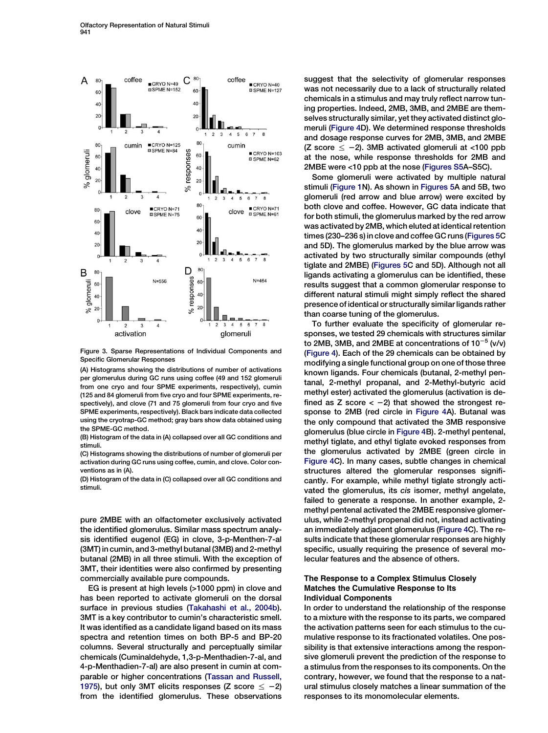Figure 3. Sparse Representations of Individual Components and Specific Glomerular Responses

(A) Histograms showing the distributions of number of activations per glomerulus during GC runs using coffee (49 and 152 glomeruli from one cryo and four SPME experiments, respectively), cumin (125 and 84 glomeruli from five cryo and four SPME experiments, respectively), and clove (71 and 75 glomeruli from four cryo and five SPME experiments, respectively). Black bars indicate data collected using the cryotrap-GC method; gray bars show data obtained using the SPME-GC method.

(B) Histogram of the data in (A) collapsed over all GC conditions and stimuli.

(C) Histograms showing the distributions of number of glomeruli per activation during GC runs using coffee, cumin, and clove. Color conventions as in (A).

(D) Histogram of the data in (C) collapsed over all GC conditions and stimuli.

pure 2MBE with an olfactometer exclusively activated the identified glomerulus. Similar mass spectrum analysis identified eugenol (EG) in clove, 3-p-Menthen-7-al (3MT) in cumin, and 3-methyl butanal (3MB) and 2-methyl butanal (2MB) in all three stimuli. With the exception of 3MT, their identities were also confirmed by presenting commercially available pure compounds.

EG is present at high levels (>1000 ppm) in clove and has been reported to activate glomeruli on the dorsal surface in previous studies (Takahashi et al., 2004b). 3MT is a key contributor to cumin's characteristic smell. It was identified as a candidate ligand based on its mass spectra and retention times on both BP-5 and BP-20 columns. Several structurally and perceptually similar chemicals (Cuminaldehyde, 1,3-p-Menthadien-7-al, and 4-p-Menthadien-7-al) are also present in cumin at comparable or higher concentrations (Tassan and Russell, 1975), but only 3MT elicits responses (Z score $\leq -2$) from the identified glomerulus. These observations suggest that the selectivity of glomerular responses was not necessarily due to a lack of structurally related chemicals in a stimulus and may truly reflect narrow tuning properties. Indeed, 2MB, 3MB, and 2MBE are themselves structurally similar, yet they activated distinct glomeruli (Figure 4D). We determined response thresholds and dosage response curves for 2MB, 3MB, and 2MBE (Z score $\leq -2$). 3MB activated glomeruli at <100 ppb at the nose, while response thresholds for 2MB and 2MBE were <10 ppb at the nose (Figures S5A–S5C).

Some glomeruli were activated by multiple natural stimuli (Figure 1N). As shown in Figures 5A and 5B, two glomeruli (red arrow and blue arrow) were excited by both clove and coffee. However, GC data indicate that for both stimuli, the glomerulus marked by the red arrow was activated by 2MB, which eluted at identical retention times (230–236 s) in clove and coffee GC runs (Figures 5C and 5D). The glomerulus marked by the blue arrow was activated by two structurally similar compounds (ethyl tiglate and 2MBE) (Figures 5C and 5D). Although not all ligands activating a glomerulus can be identified, these results suggest that a common glomerular response to different natural stimuli might simply reflect the shared presence of identical or structurally similar ligands rather than coarse tuning of the glomerulus.

To further evaluate the specificity of glomerular responses, we tested 29 chemicals with structures similar to 2MB, 3MB, and 2MBE at concentrations of $10^{-5}$ (v/v) (Figure 4). Each of the 29 chemicals can be obtained by modifying a single functional group on one of those three known ligands. Four chemicals (butanal, 2-methyl pentanal, 2-methyl propanal, and 2-Methyl-butyric acid methyl ester) activated the glomerulus (activation is defined as Z score $< -2$) that showed the strongest response to 2MB (red circle in Figure 4A). Butanal was the only compound that activated the 3MB responsive glomerulus (blue circle in Figure 4B). 2-methyl pentenal, methyl tiglate, and ethyl tiglate evoked responses from the glomerulus activated by 2MBE (green circle in Figure 4C). In many cases, subtle changes in chemical structures altered the glomerular responses significantly. For example, while methyl tiglate strongly activated the glomerulus, its *cis* isomer, methyl angelate, failed to generate a response. In another example, 2-methyl pentenal activated the 2MBE responsive glomerulus, while 2-methyl propenal did not, instead activating an immediately adjacent glomerulus (Figure 4C). The results indicate that these glomerular responses are highly specific, usually requiring the presence of several molecular features and the absence of others.

### The Response to a Complex Stimulus Closely Matches the Cumulative Response to Its Individual Components

In order to understand the relationship of the response to a mixture with the response to its parts, we compared the activation patterns seen for each stimulus to the cumulative response to its fractionated volatiles. One possibility is that extensive interactions among the responsive glomeruli prevent the prediction of the response to a stimulus from the responses to its components. On the contrary, however, we found that the response to a natural stimulus closely matches a linear summation of the responses to its monomolecular elements.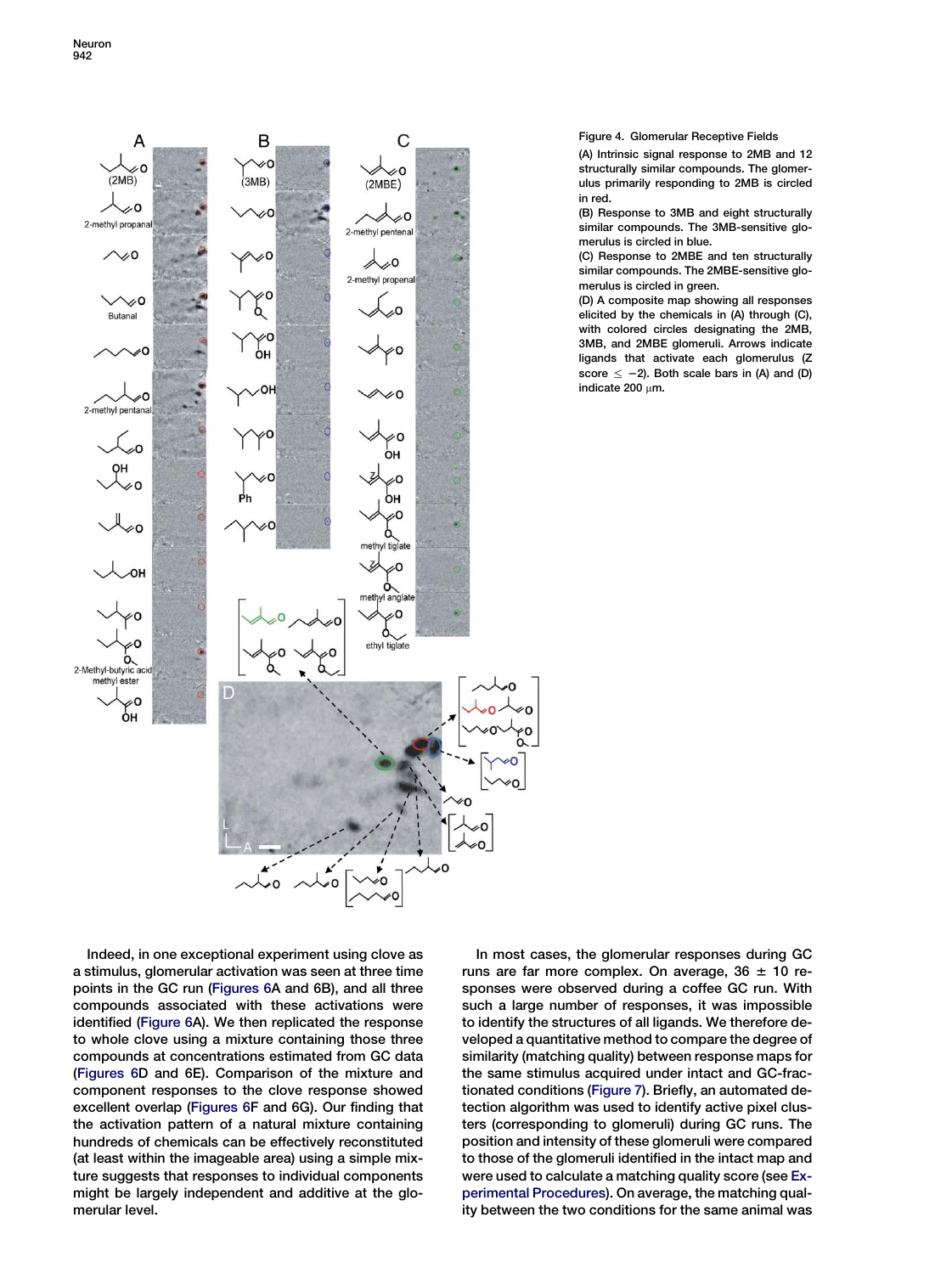Figure 4. Glomerular Receptive Fields

(A) Intrinsic signal response to 2MB and 12 structurally similar compounds. The glomerulus primarily responding to 2MB is circled in red.

(B) Response to 3MB and eight structurally similar compounds. The 3MB-sensitive glomerulus is circled in blue.

(C) Response to 2MBE and ten structurally similar compounds. The 2MBE-sensitive glomerulus is circled in green.

(D) A composite map showing all responses elicited by the chemicals in (A) through (C), with colored circles designating the 2MB, 3MB, and 2MBE glomeruli. Arrows indicate ligands that activate each glomerulus (Z score ≤ −2). Both scale bars in (A) and (D) indicate 200 μm.

Indeed, in one exceptional experiment using clove as a stimulus, glomerular activation was seen at three time points in the GC run (Figures 6A and 6B), and all three compounds associated with these activations were identified (Figure 6A). We then replicated the response to whole clove using a mixture containing those three compounds at concentrations estimated from GC data (Figures 6D and 6E). Comparison of the mixture and component responses to the clove response showed excellent overlap (Figures 6F and 6G). Our finding that the activation pattern of a natural mixture containing hundreds of chemicals can be effectively reconstituted (at least within the imageable area) using a simple mixture suggests that responses to individual components might be largely independent and additive at the glomerular level.

In most cases, the glomerular responses during GC runs are far more complex. On average, 36 ± 10 responses were observed during a coffee GC run. With such a large number of responses, it was impossible to identify the structures of all ligands. We therefore developed a quantitative method to compare the degree of similarity (matching quality) between response maps for the same stimulus acquired under intact and GC-fractionated conditions (Figure 7). Briefly, an automated detection algorithm was used to identify active pixel clusters (corresponding to glomeruli) during GC runs. The position and intensity of these glomeruli were compared to those of the glomeruli identified in the intact map and were used to calculate a matching quality score (see Experimental Procedures). On average, the matching quality between the two conditions for the same animal was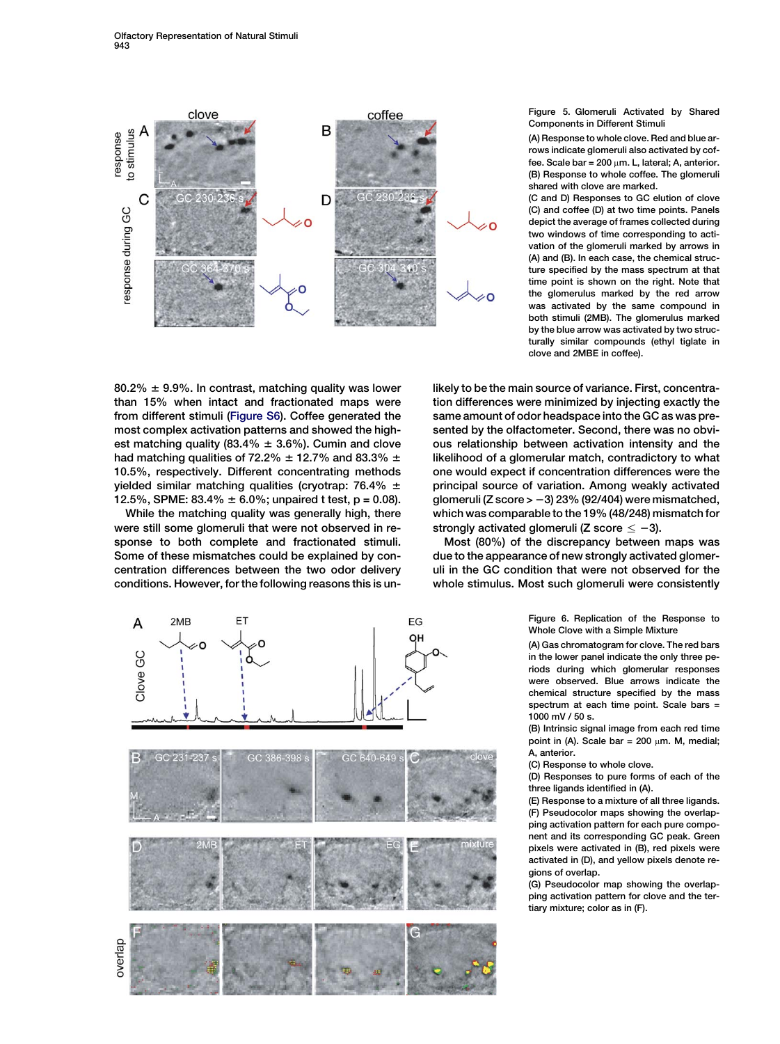Figure 5. Glomeruli Activated by Shared Components in Different Stimuli

(A) Response to whole clove. Red and blue arrows indicate glomeruli also activated by coffee. Scale bar = 200 μm. L, lateral; A, anterior.
(B) Response to whole coffee. The glomeruli shared with clove are marked.
(C and D) Responses to GC elution of clove (C) and coffee (D) at two time points. Panels depict the average of frames collected during two windows of time corresponding to activation of the glomeruli marked by arrows in (A) and (B). In each case, the chemical structure specified by the mass spectrum at that time point is shown on the right. Note that the glomerulus marked by the red arrow was activated by the same compound in both stimuli (2MB). The glomerulus marked by the blue arrow was activated by two structurally similar compounds (ethyl tiglate in clove and 2MBE in coffee).

80.2% ± 9.9%. In contrast, matching quality was lower than 15% when intact and fractionated maps were from different stimuli (Figure S6). Coffee generated the most complex activation patterns and showed the highest matching quality (83.4% ± 3.6%). Cumin and clove had matching qualities of 72.2% ± 12.7% and 83.3% ± 10.5%, respectively. Different concentrating methods yielded similar matching qualities (cryotrap: 76.4% ± 12.5%, SPME: 83.4% ± 6.0%; unpaired t test, $p = 0.08$).

While the matching quality was generally high, there were still some glomeruli that were not observed in response to both complete and fractionated stimuli. Some of these mismatches could be explained by concentration differences between the two odor delivery conditions. However, for the following reasons this is unlikely to be the main source of variance. First, concentration differences were minimized by injecting exactly the same amount of odor headspace into the GC as was presented by the olfactometer. Second, there was no obvious relationship between activation intensity and the likelihood of a glomerular match, contradictory to what one would expect if concentration differences were the principal source of variation. Among weakly activated glomeruli (Z score $> -3$) 23% (92/404) were mismatched, which was comparable to the 19% (48/248) mismatch for strongly activated glomeruli (Z score $\leq -3$).

Most (80%) of the discrepancy between maps was due to the appearance of new strongly activated glomeruli in the GC condition that were not observed for the whole stimulus. Most such glomeruli were consistently

Figure 6. Replication of the Response to Whole Clove with a Simple Mixture

(A) Gas chromatogram for clove. The red bars in the lower panel indicate the only three periods during which glomerular responses were observed. Blue arrows indicate the chemical structure specified by the mass spectrum at each time point. Scale bars = 1000 mV / 50 s.
(B) Intrinsic signal image from each red time point in (A). Scale bar = 200 μm. M, medial; A, anterior.
(C) Response to whole clove.
(D) Responses to pure forms of each of the three ligands identified in (A).
(E) Response to a mixture of all three ligands.
(F) Pseudocolor maps showing the overlapping activation pattern for each pure component and its corresponding GC peak. Green pixels were activated in (B), red pixels were activated in (D), and yellow pixels denote regions of overlap.
(G) Pseudocolor map showing the overlapping activation pattern for clove and the tertiary mixture; color as in (F).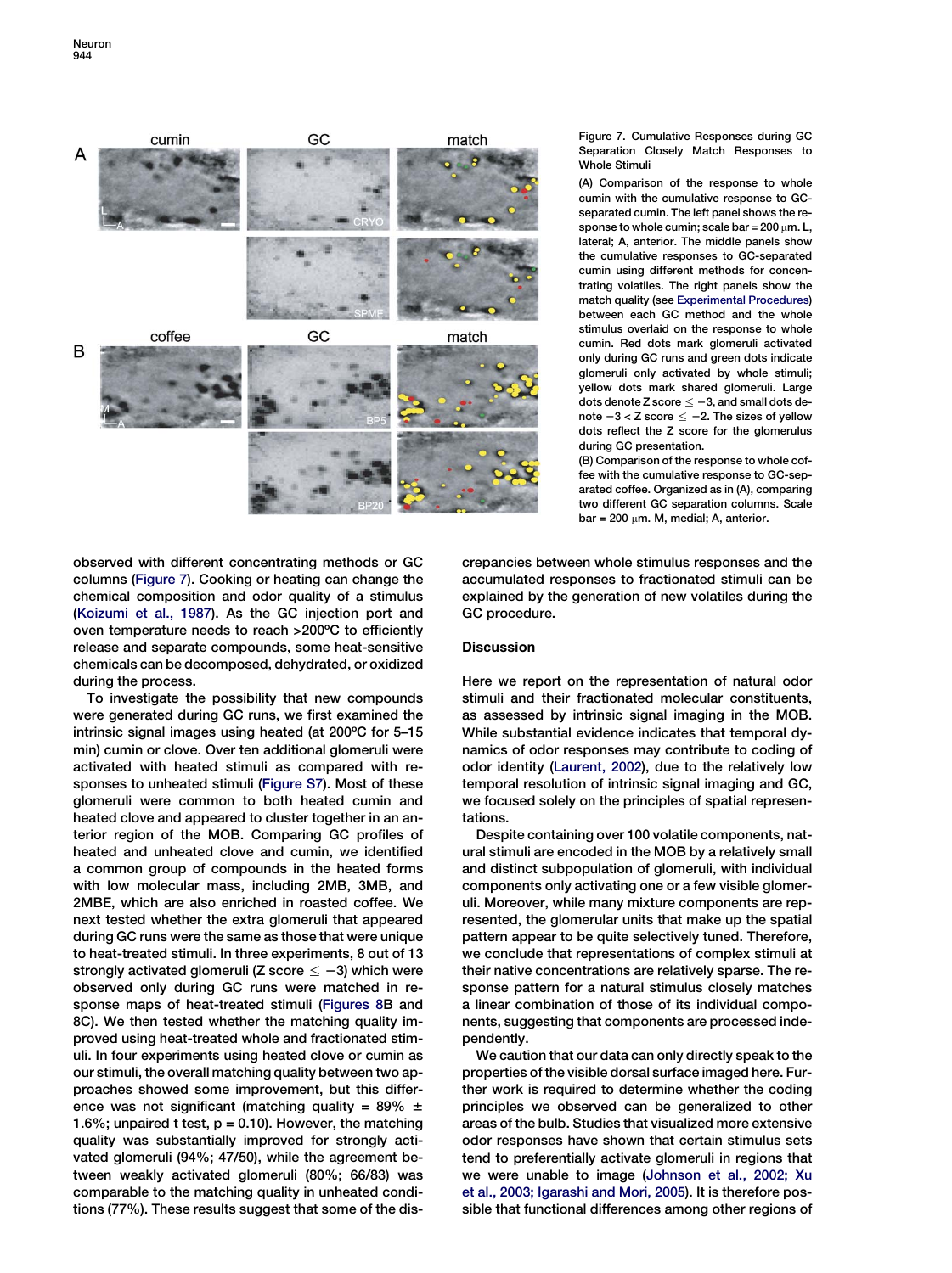Figure 7. Cumulative Responses during GC Separation Closely Match Responses to Whole Stimuli

(A) Comparison of the response to whole cumin with the cumulative response to GC-separated cumin. The left panel shows the response to whole cumin; scale bar = 200 μm. L, lateral; A, anterior. The middle panels show the cumulative responses to GC-separated cumin using different methods for concentrating volatiles. The right panels show the match quality (see Experimental Procedures) between each GC method and the whole stimulus overlaid on the response to whole cumin. Red dots mark glomeruli activated only during GC runs and green dots indicate glomeruli only activated by whole stimuli; yellow dots mark shared glomeruli. Large dots denote Z score ≤ −3, and small dots denote −3 < Z score ≤ −2. The sizes of yellow dots reflect the Z score for the glomerulus during GC presentation.

(B) Comparison of the response to whole coffee with the cumulative response to GC-separated coffee. Organized as in (A), comparing two different GC separation columns. Scale bar = 200 μm. M, medial; A, anterior.

observed with different concentrating methods or GC columns (Figure 7). Cooking or heating can change the chemical composition and odor quality of a stimulus (Koizumi et al., 1987). As the GC injection port and oven temperature needs to reach >200ºC to efficiently release and separate compounds, some heat-sensitive chemicals can be decomposed, dehydrated, or oxidized during the process.

To investigate the possibility that new compounds were generated during GC runs, we first examined the intrinsic signal images using heated (at 200ºC for 5–15 min) cumin or clove. Over ten additional glomeruli were activated with heated stimuli as compared with responses to unheated stimuli (Figure S7). Most of these glomeruli were common to both heated cumin and heated clove and appeared to cluster together in an anterior region of the MOB. Comparing GC profiles of heated and unheated clove and cumin, we identified a common group of compounds in the heated forms with low molecular mass, including 2MB, 3MB, and 2MBE, which are also enriched in roasted coffee. We next tested whether the extra glomeruli that appeared during GC runs were the same as those that were unique to heat-treated stimuli. In three experiments, 8 out of 13 strongly activated glomeruli (Z score ≤ −3) which were observed only during GC runs were matched in response maps of heat-treated stimuli (Figures 8B and 8C). We then tested whether the matching quality improved using heat-treated whole and fractionated stimuli. In four experiments using heated clove or cumin as our stimuli, the overall matching quality between two approaches showed some improvement, but this difference was not significant (matching quality = 89% ± 1.6%; unpaired t test, $p = 0.10$). However, the matching quality was substantially improved for strongly activated glomeruli (94%; 47/50), while the agreement between weakly activated glomeruli (80%; 66/83) was comparable to the matching quality in unheated conditions (77%). These results suggest that some of the discrepancies between whole stimulus responses and the accumulated responses to fractionated stimuli can be explained by the generation of new volatiles during the GC procedure.

## Discussion

Here we report on the representation of natural odor stimuli and their fractionated molecular constituents, as assessed by intrinsic signal imaging in the MOB. While substantial evidence indicates that temporal dynamics of odor responses may contribute to coding of odor identity (Laurent, 2002), due to the relatively low temporal resolution of intrinsic signal imaging and GC, we focused solely on the principles of spatial representations.

Despite containing over 100 volatile components, natural stimuli are encoded in the MOB by a relatively small and distinct subpopulation of glomeruli, with individual components only activating one or a few visible glomeruli. Moreover, while many mixture components are represented, the glomerular units that make up the spatial pattern appear to be quite selectively tuned. Therefore, we conclude that representations of complex stimuli at their native concentrations are relatively sparse. The response pattern for a natural stimulus closely matches a linear combination of those of its individual components, suggesting that components are processed independently.

We caution that our data can only directly speak to the properties of the visible dorsal surface imaged here. Further work is required to determine whether the coding principles we observed can be generalized to other areas of the bulb. Studies that visualized more extensive odor responses have shown that certain stimulus sets tend to preferentially activate glomeruli in regions that we were unable to image (Johnson et al., 2002; Xu et al., 2003; Igarashi and Mori, 2005). It is therefore possible that functional differences among other regions of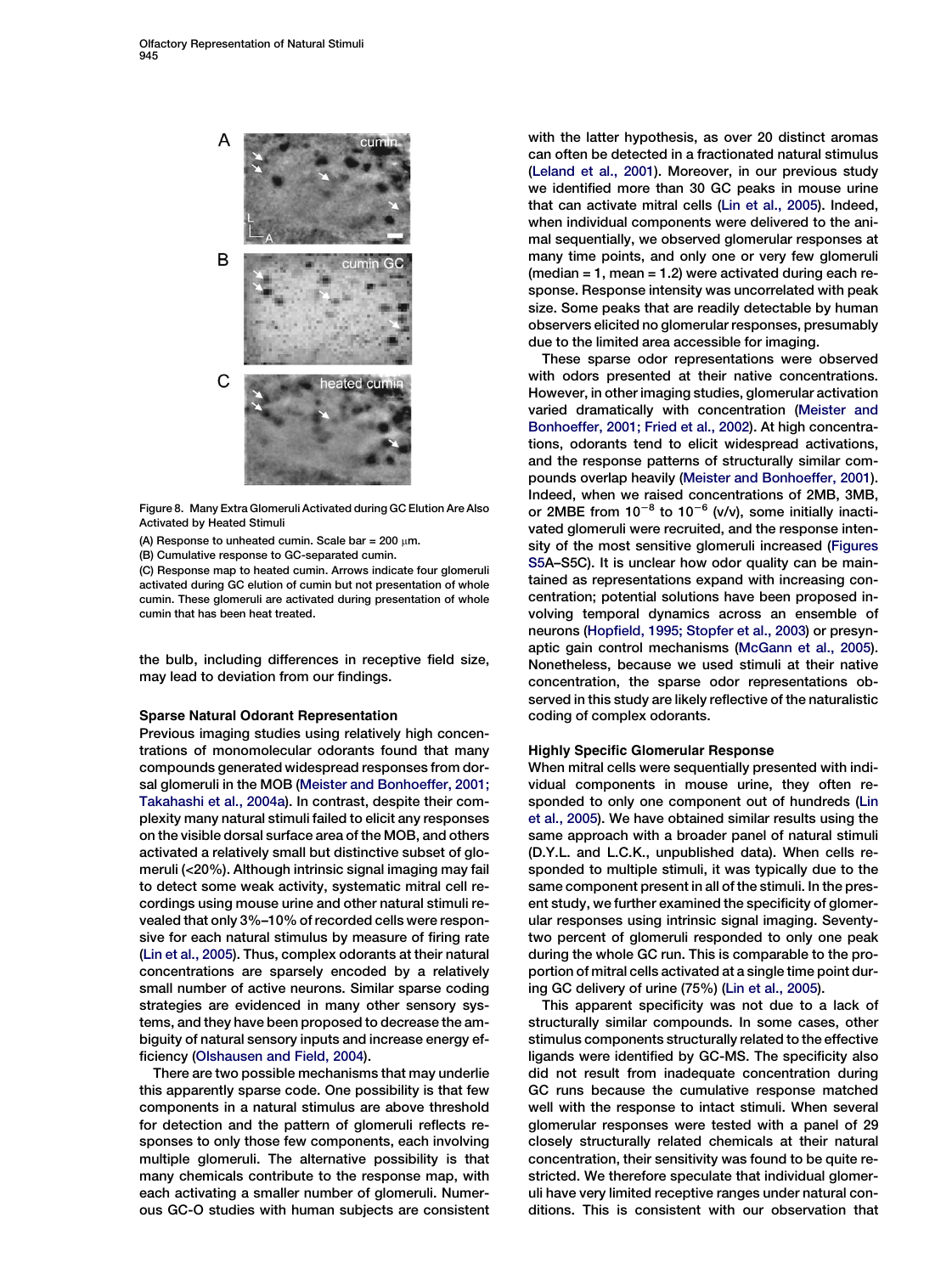Figure 8. Many Extra Glomeruli Activated during GC Elution Are Also Activated by Heated Stimuli

(A) Response to unheated cumin. Scale bar = 200 μm.

(B) Cumulative response to GC-separated cumin.

(C) Response map to heated cumin. Arrows indicate four glomeruli activated during GC elution of cumin but not presentation of whole cumin. These glomeruli are activated during presentation of whole cumin that has been heat treated.

the bulb, including differences in receptive field size, may lead to deviation from our findings.

### Sparse Natural Odorant Representation

Previous imaging studies using relatively high concentrations of monomolecular odorants found that many compounds generated widespread responses from dorsal glomeruli in the MOB (Meister and Bonhoeffer, 2001; Takahashi et al., 2004a). In contrast, despite their complexity many natural stimuli failed to elicit any responses on the visible dorsal surface area of the MOB, and others activated a relatively small but distinctive subset of glomeruli (<20%). Although intrinsic signal imaging may fail to detect some weak activity, systematic mitral cell recordings using mouse urine and other natural stimuli revealed that only 3%–10% of recorded cells were responsive for each natural stimulus by measure of firing rate (Lin et al., 2005). Thus, complex odorants at their natural concentrations are sparsely encoded by a relatively small number of active neurons. Similar sparse coding strategies are evidenced in many other sensory systems, and they have been proposed to decrease the ambiguity of natural sensory inputs and increase energy efficiency (Olshausen and Field, 2004).

There are two possible mechanisms that may underlie this apparently sparse code. One possibility is that few components in a natural stimulus are above threshold for detection and the pattern of glomeruli reflects responses to only those few components, each involving multiple glomeruli. The alternative possibility is that many chemicals contribute to the response map, with each activating a smaller number of glomeruli. Numerous GC-O studies with human subjects are consistent with the latter hypothesis, as over 20 distinct aromas can often be detected in a fractionated natural stimulus (Leland et al., 2001). Moreover, in our previous study we identified more than 30 GC peaks in mouse urine that can activate mitral cells (Lin et al., 2005). Indeed, when individual components were delivered to the animal sequentially, we observed glomerular responses at many time points, and only one or very few glomeruli (median = 1, mean = 1.2) were activated during each response. Response intensity was uncorrelated with peak size. Some peaks that are readily detectable by human observers elicited no glomerular responses, presumably due to the limited area accessible for imaging.

These sparse odor representations were observed with odors presented at their native concentrations. However, in other imaging studies, glomerular activation varied dramatically with concentration (Meister and Bonhoeffer, 2001; Fried et al., 2002). At high concentrations, odorants tend to elicit widespread activations, and the response patterns of structurally similar compounds overlap heavily (Meister and Bonhoeffer, 2001). Indeed, when we raised concentrations of 2MB, 3MB, or 2MBE from $10^{-8}$ to $10^{-6}$ (v/v), some initially inactivated glomeruli were recruited, and the response intensity of the most sensitive glomeruli increased (Figures S5A–S5C). It is unclear how odor quality can be maintained as representations expand with increasing concentration; potential solutions have been proposed involving temporal dynamics across an ensemble of neurons (Hopfield, 1995; Stopfer et al., 2003) or presynaptic gain control mechanisms (McGann et al., 2005). Nonetheless, because we used stimuli at their native concentration, the sparse odor representations observed in this study are likely reflective of the naturalistic coding of complex odorants.

### Highly Specific Glomerular Response

When mitral cells were sequentially presented with individual components in mouse urine, they often responded to only one component out of hundreds (Lin et al., 2005). We have obtained similar results using the same approach with a broader panel of natural stimuli (D.Y.L. and L.C.K., unpublished data). When cells responded to multiple stimuli, it was typically due to the same component present in all of the stimuli. In the present study, we further examined the specificity of glomerular responses using intrinsic signal imaging. Seventy-two percent of glomeruli responded to only one peak during the whole GC run. This is comparable to the proportion of mitral cells activated at a single time point during GC delivery of urine (75%) (Lin et al., 2005).

This apparent specificity was not due to a lack of structurally similar compounds. In some cases, other stimulus components structurally related to the effective ligands were identified by GC-MS. The specificity also did not result from inadequate concentration during GC runs because the cumulative response matched well with the response to intact stimuli. When several glomerular responses were tested with a panel of 29 closely structurally related chemicals at their natural concentration, their sensitivity was found to be quite restricted. We therefore speculate that individual glomeruli have very limited receptive ranges under natural conditions. This is consistent with our observation that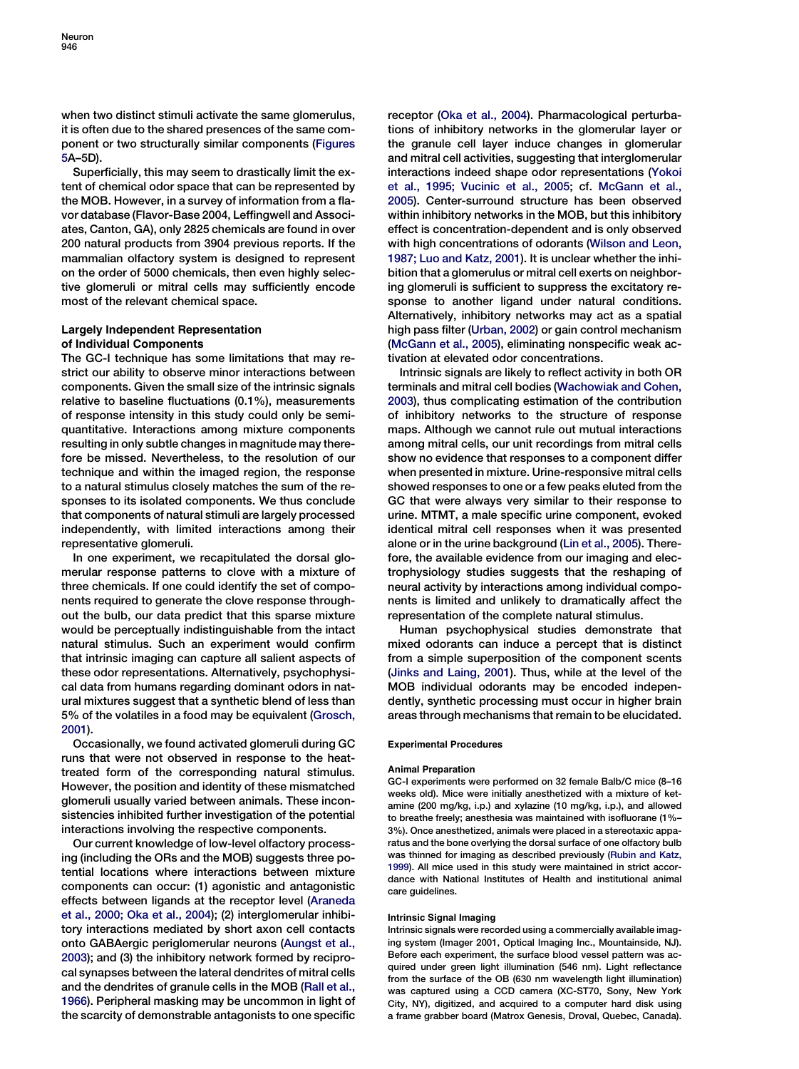when two distinct stimuli activate the same glomerulus, it is often due to the shared presences of the same component or two structurally similar components (Figures 5A–5D).

Superficially, this may seem to drastically limit the extent of chemical odor space that can be represented by the MOB. However, in a survey of information from a flavor database (Flavor-Base 2004, Leffingwell and Associates, Canton, GA), only 2825 chemicals are found in over 200 natural products from 3904 previous reports. If the mammalian olfactory system is designed to represent on the order of 5000 chemicals, then even highly selective glomeruli or mitral cells may sufficiently encode most of the relevant chemical space.

### Largely Independent Representation of Individual Components

The GC-I technique has some limitations that may restrict our ability to observe minor interactions between components. Given the small size of the intrinsic signals relative to baseline fluctuations (0.1%), measurements of response intensity in this study could only be semi-quantitative. Interactions among mixture components resulting in only subtle changes in magnitude may therefore be missed. Nevertheless, to the resolution of our technique and within the imaged region, the response to a natural stimulus closely matches the sum of the responses to its isolated components. We thus conclude that components of natural stimuli are largely processed independently, with limited interactions among their representative glomeruli.

In one experiment, we recapitulated the dorsal glomerular response patterns to clove with a mixture of three chemicals. If one could identify the set of components required to generate the clove response throughout the bulb, our data predict that this sparse mixture would be perceptually indistinguishable from the intact natural stimulus. Such an experiment would confirm that intrinsic imaging can capture all salient aspects of these odor representations. Alternatively, psychophysical data from humans regarding dominant odors in natural mixtures suggest that a synthetic blend of less than 5% of the volatiles in a food may be equivalent (Grosch, 2001).

Occasionally, we found activated glomeruli during GC runs that were not observed in response to the heat-treated form of the corresponding natural stimulus. However, the position and identity of these mismatched glomeruli usually varied between animals. These inconsistencies inhibited further investigation of the potential interactions involving the respective components.

Our current knowledge of low-level olfactory processing (including the ORs and the MOB) suggests three potential locations where interactions between mixture components can occur: (1) agonistic and antagonistic effects between ligands at the receptor level (Araneda et al., 2000; Oka et al., 2004); (2) interglomerular inhibitory interactions mediated by short axon cell contacts onto GABAergic periglomerular neurons (Aungst et al., 2003); and (3) the inhibitory network formed by reciprocal synapses between the lateral dendrites of mitral cells and the dendrites of granule cells in the MOB (Rall et al., 1966). Peripheral masking may be uncommon in light of the scarcity of demonstrable antagonists to one specific receptor (Oka et al., 2004). Pharmacological perturbations of inhibitory networks in the glomerular layer or the granule cell layer induce changes in glomerular and mitral cell activities, suggesting that interglomerular interactions indeed shape odor representations (Yokoi et al., 1995; Vucinic et al., 2005; cf. McGann et al., 2005). Center-surround structure has been observed within inhibitory networks in the MOB, but this inhibitory effect is concentration-dependent and is only observed with high concentrations of odorants (Wilson and Leon, 1987; Luo and Katz, 2001). It is unclear whether the inhibition that a glomerulus or mitral cell exerts on neighboring glomeruli is sufficient to suppress the excitatory response to another ligand under natural conditions. Alternatively, inhibitory networks may act as a spatial high pass filter (Urban, 2002) or gain control mechanism (McGann et al., 2005), eliminating nonspecific weak activation at elevated odor concentrations.

Intrinsic signals are likely to reflect activity in both OR terminals and mitral cell bodies (Wachowiak and Cohen, 2003), thus complicating estimation of the contribution of inhibitory networks to the structure of response maps. Although we cannot rule out mutual interactions among mitral cells, our unit recordings from mitral cells show no evidence that responses to a component differ when presented in mixture. Urine-responsive mitral cells showed responses to one or a few peaks eluted from the GC that were always very similar to their response to urine. MTMT, a male specific urine component, evoked identical mitral cell responses when it was presented alone or in the urine background (Lin et al., 2005). Therefore, the available evidence from our imaging and electrophysiology studies suggests that the reshaping of neural activity by interactions among individual components is limited and unlikely to dramatically affect the representation of the complete natural stimulus.

Human psychophysical studies demonstrate that mixed odorants can induce a percept that is distinct from a simple superposition of the component scents (Jinks and Laing, 2001). Thus, while at the level of the MOB individual odorants may be encoded independently, synthetic processing must occur in higher brain areas through mechanisms that remain to be elucidated.

## Experimental Procedures

### Animal Preparation

GC-I experiments were performed on 32 female Balb/C mice (8–16 weeks old). Mice were initially anesthetized with a mixture of ketamine (200 mg/kg, i.p.) and xylazine (10 mg/kg, i.p.), and allowed to breathe freely; anesthesia was maintained with isofluorane (1%–3%). Once anesthetized, animals were placed in a stereotaxic apparatus and the bone overlying the dorsal surface of one olfactory bulb was thinned for imaging as described previously (Rubin and Katz, 1999). All mice used in this study were maintained in strict accordance with National Institutes of Health and institutional animal care guidelines.

### Intrinsic Signal Imaging

Intrinsic signals were recorded using a commercially available imaging system (Imager 2001, Optical Imaging Inc., Mountainside, NJ). Before each experiment, the surface blood vessel pattern was acquired under green light illumination (546 nm). Light reflectance from the surface of the OB (630 nm wavelength light illumination) was captured using a CCD camera (XC-ST70, Sony, New York City, NY), digitized, and acquired to a computer hard disk using a frame grabber board (Matrox Genesis, Droval, Quebec, Canada).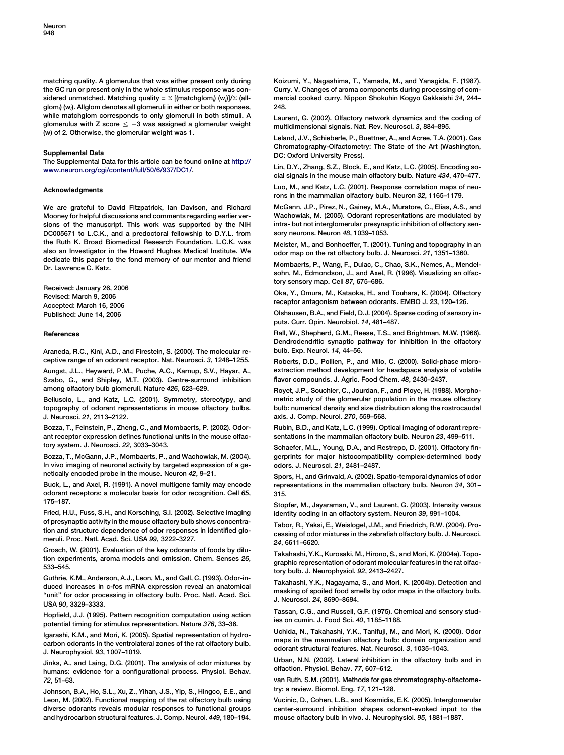matching quality. A glomerulus that was either present only during the GC run or present only in the whole stimulus response was considered unmatched. Matching quality = $\Sigma$ [(matchglom$_i$) ($w_i$)]/$\Sigma$ (allglom$_i$) ($w_i$). Allglom denotes all glomeruli in either or both responses, while matchglom corresponds to only glomeruli in both stimuli. A glomerulus with Z score $\leq -3$ was assigned a glomerular weight (w) of 2. Otherwise, the glomerular weight was 1.

### Supplemental Data

The Supplemental Data for this article can be found online at http://www.neuron.org/cgi/content/full/50/6/937/DC1/.

### Acknowledgments

We are grateful to David Fitzpatrick, Ian Davison, and Richard Mooney for helpful discussions and comments regarding earlier versions of the manuscript. This work was supported by the NIH DC005671 to L.C.K., and a predoctoral fellowship to D.Y.L. from the Ruth K. Broad Biomedical Research Foundation. L.C.K. was also an Investigator in the Howard Hughes Medical Institute. We dedicate this paper to the fond memory of our mentor and friend Dr. Lawrence C. Katz.

Received: January 26, 2006
Revised: March 9, 2006
Accepted: March 16, 2006
Published: June 14, 2006

### References

Araneda, R.C., Kini, A.D., and Firestein, S. (2000). The molecular receptive range of an odorant receptor. Nat. Neurosci. *3*, 1248–1255.

Aungst, J.L., Heyward, P.M., Puche, A.C., Karnup, S.V., Hayar, A., Szabo, G., and Shipley, M.T. (2003). Centre-surround inhibition among olfactory bulb glomeruli. Nature *426*, 623–629.

Belluscio, L., and Katz, L.C. (2001). Symmetry, stereotypy, and topography of odorant representations in mouse olfactory bulbs. J. Neurosci. *21*, 2113–2122.

Bozza, T., Feinstein, P., Zheng, C., and Mombaerts, P. (2002). Odorant receptor expression defines functional units in the mouse olfactory system. J. Neurosci. *22*, 3033–3043.

Bozza, T., McGann, J.P., Mombaerts, P., and Wachowiak, M. (2004). In vivo imaging of neuronal activity by targeted expression of a genetically encoded probe in the mouse. Neuron *42*, 9–21.

Buck, L., and Axel, R. (1991). A novel multigene family may encode odorant receptors: a molecular basis for odor recognition. Cell *65*, 175–187.

Fried, H.U., Fuss, S.H., and Korsching, S.I. (2002). Selective imaging of presynaptic activity in the mouse olfactory bulb shows concentration and structure dependence of odor responses in identified glomeruli. Proc. Natl. Acad. Sci. USA *99*, 3222–3227.

Grosch, W. (2001). Evaluation of the key odorants of foods by dilution experiments, aroma models and omission. Chem. Senses *26*, 533–545.

Guthrie, K.M., Anderson, A.J., Leon, M., and Gall, C. (1993). Odor-induced increases in c-fos mRNA expression reveal an anatomical "unit" for odor processing in olfactory bulb. Proc. Natl. Acad. Sci. USA *90*, 3329–3333.

Hopfield, J.J. (1995). Pattern recognition computation using action potential timing for stimulus representation. Nature *376*, 33–36.

Igarashi, K.M., and Mori, K. (2005). Spatial representation of hydrocarbon odorants in the ventrolateral zones of the rat olfactory bulb. J. Neurophysiol. *93*, 1007–1019.

Jinks, A., and Laing, D.G. (2001). The analysis of odor mixtures by humans: evidence for a configurational process. Physiol. Behav. *72*, 51–63.

Johnson, B.A., Ho, S.L., Xu, Z., Yihan, J.S., Yip, S., Hingco, E.E., and Leon, M. (2002). Functional mapping of the rat olfactory bulb using diverse odorants reveals modular responses to functional groups and hydrocarbon structural features. J. Comp. Neurol. *449*, 180–194.

Koizumi, Y., Nagashima, T., Yamada, M., and Yanagida, F. (1987). Curry. V. Changes of aroma components during processing of commercial cooked curry. Nippon Shokuhin Kogyo Gakkaishi *34*, 244–248.

Laurent, G. (2002). Olfactory network dynamics and the coding of multidimensional signals. Nat. Rev. Neurosci. *3*, 884–895.

Leland, J.V., Schieberle, P., Buettner, A., and Acree, T.A. (2001). Gas Chromatography-Olfactometry: The State of the Art (Washington, DC: Oxford University Press).

Lin, D.Y., Zhang, S.Z., Block, E., and Katz, L.C. (2005). Encoding social signals in the mouse main olfactory bulb. Nature *434*, 470–477.

Luo, M., and Katz, L.C. (2001). Response correlation maps of neurons in the mammalian olfactory bulb. Neuron *32*, 1165–1179.

McGann, J.P., Pirez, N., Gainey, M.A., Muratore, C., Elias, A.S., and Wachowiak, M. (2005). Odorant representations are modulated by intra- but not interglomerular presynaptic inhibition of olfactory sensory neurons. Neuron *48*, 1039–1053.

Meister, M., and Bonhoeffer, T. (2001). Tuning and topography in an odor map on the rat olfactory bulb. J. Neurosci. *21*, 1351–1360.

Mombaerts, P., Wang, F., Dulac, C., Chao, S.K., Nemes, A., Mendelsohn, M., Edmondson, J., and Axel, R. (1996). Visualizing an olfactory sensory map. Cell *87*, 675–686.

Oka, Y., Omura, M., Kataoka, H., and Touhara, K. (2004). Olfactory receptor antagonism between odorants. EMBO J. *23*, 120–126.

Olshausen, B.A., and Field, D.J. (2004). Sparse coding of sensory inputs. Curr. Opin. Neurobiol. *14*, 481–487.

Rall, W., Shepherd, G.M., Reese, T.S., and Brightman, M.W. (1966). Dendrodendritic synaptic pathway for inhibition in the olfactory bulb. Exp. Neurol. *14*, 44–56.

Roberts, D.D., Pollien, P., and Milo, C. (2000). Solid-phase microextraction method development for headspace analysis of volatile flavor compounds. J. Agric. Food Chem. *48*, 2430–2437.

Royet, J.P., Souchier, C., Jourdan, F., and Ploye, H. (1988). Morphometric study of the glomerular population in the mouse olfactory bulb: numerical density and size distribution along the rostrocaudal axis. J. Comp. Neurol. *270*, 559–568.

Rubin, B.D., and Katz, L.C. (1999). Optical imaging of odorant representations in the mammalian olfactory bulb. Neuron *23*, 499–511.

Schaefer, M.L., Young, D.A., and Restrepo, D. (2001). Olfactory fingerprints for major histocompatibility complex-determined body odors. J. Neurosci. *21*, 2481–2487.

Spors, H., and Grinvald, A. (2002). Spatio-temporal dynamics of odor representations in the mammalian olfactory bulb. Neuron *34*, 301–315.

Stopfer, M., Jayaraman, V., and Laurent, G. (2003). Intensity versus identity coding in an olfactory system. Neuron *39*, 991–1004.

Tabor, R., Yaksi, E., Weislogel, J.M., and Friedrich, R.W. (2004). Processing of odor mixtures in the zebrafish olfactory bulb. J. Neurosci. *24*, 6611–6620.

Takahashi, Y.K., Kurosaki, M., Hirono, S., and Mori, K. (2004a). Topographic representation of odorant molecular features in the rat olfactory bulb. J. Neurophysiol. *92*, 2413–2427.

Takahashi, Y.K., Nagayama, S., and Mori, K. (2004b). Detection and masking of spoiled food smells by odor maps in the olfactory bulb. J. Neurosci. *24*, 8690–8694.

Tassan, C.G., and Russell, G.F. (1975). Chemical and sensory studies on cumin. J. Food Sci. *40*, 1185–1188.

Uchida, N., Takahashi, Y.K., Tanifuji, M., and Mori, K. (2000). Odor maps in the mammalian olfactory bulb: domain organization and odorant structural features. Nat. Neurosci. *3*, 1035–1043.

Urban, N.N. (2002). Lateral inhibition in the olfactory bulb and in olfaction. Physiol. Behav. *77*, 607–612.

van Ruth, S.M. (2001). Methods for gas chromatography-olfactometry: a review. Biomol. Eng. *17*, 121–128.

Vucinic, D., Cohen, L.B., and Kosmidis, E.K. (2005). Interglomerular center-surround inhibition shapes odorant-evoked input to the mouse olfactory bulb in vivo. J. Neurophysiol. *95*, 1881–1887.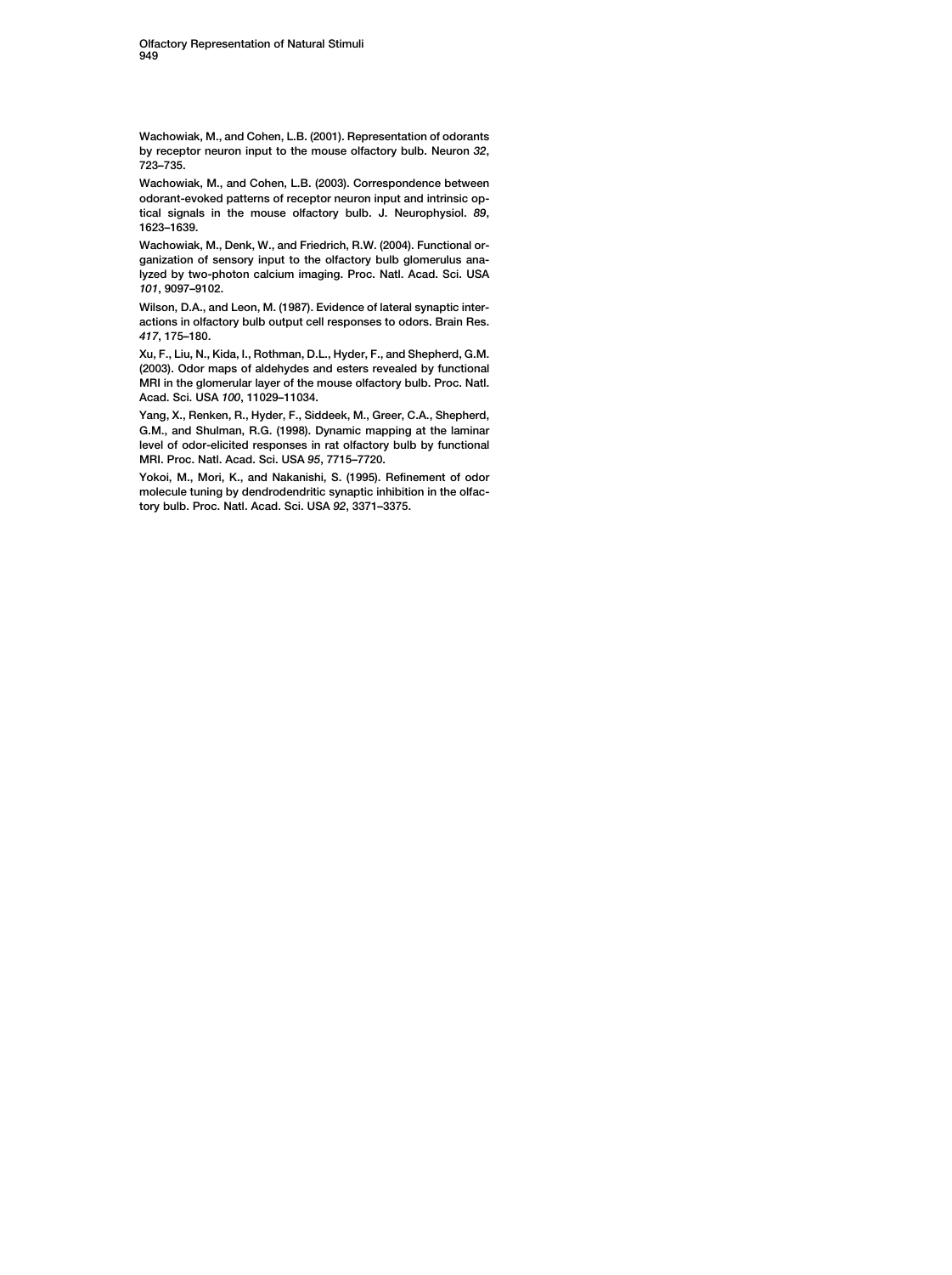Wachowiak, M., and Cohen, L.B. (2001). Representation of odorants by receptor neuron input to the mouse olfactory bulb. Neuron *32*, 723–735.

Wachowiak, M., and Cohen, L.B. (2003). Correspondence between odorant-evoked patterns of receptor neuron input and intrinsic optical signals in the mouse olfactory bulb. J. Neurophysiol. *89*, 1623–1639.

Wachowiak, M., Denk, W., and Friedrich, R.W. (2004). Functional organization of sensory input to the olfactory bulb glomerulus analyzed by two-photon calcium imaging. Proc. Natl. Acad. Sci. USA *101*, 9097–9102.

Wilson, D.A., and Leon, M. (1987). Evidence of lateral synaptic interactions in olfactory bulb output cell responses to odors. Brain Res. *417*, 175–180.

Xu, F., Liu, N., Kida, I., Rothman, D.L., Hyder, F., and Shepherd, G.M. (2003). Odor maps of aldehydes and esters revealed by functional MRI in the glomerular layer of the mouse olfactory bulb. Proc. Natl. Acad. Sci. USA *100*, 11029–11034.

Yang, X., Renken, R., Hyder, F., Siddeek, M., Greer, C.A., Shepherd, G.M., and Shulman, R.G. (1998). Dynamic mapping at the laminar level of odor-elicited responses in rat olfactory bulb by functional MRI. Proc. Natl. Acad. Sci. USA *95*, 7715–7720.

Yokoi, M., Mori, K., and Nakanishi, S. (1995). Refinement of odor molecule tuning by dendrodendritic synaptic inhibition in the olfactory bulb. Proc. Natl. Acad. Sci. USA *92*, 3371–3375.